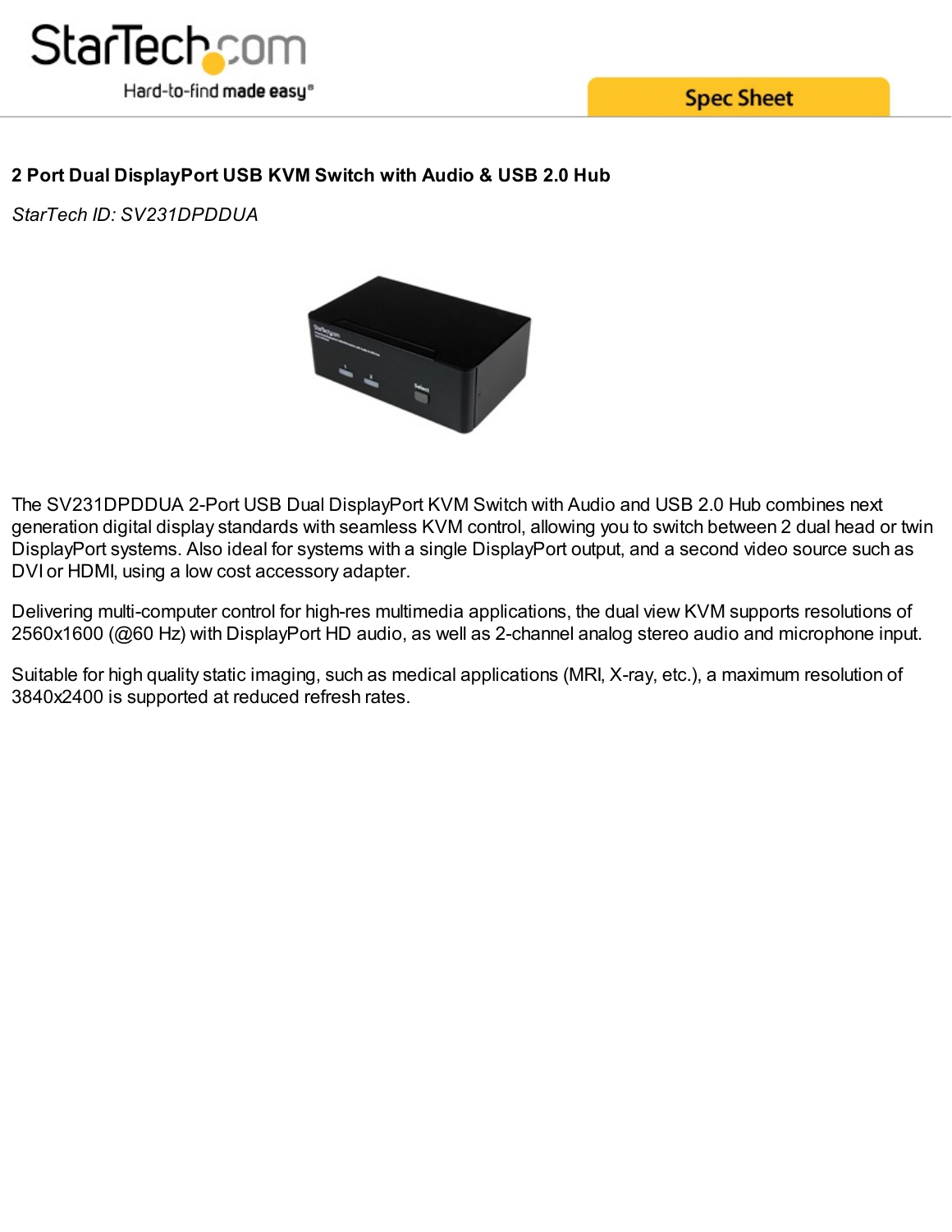## 2 Port Dual DisplayPort USB KVM Switch with Audio & USB 2.0 Hub

*StarTech ID: SV231DPDDUA*

The SV231DPDDUA 2-Port USB Dual DisplayPort KVM Switch with Audio and USB 2.0 Hub combines next generation digital display standards with seamless KVM control, allowing you to switch between 2 dual head or twin DisplayPort systems. Also ideal for systems with a single DisplayPort output, and a second video source such as DVI or HDMI, using a low cost accessory adapter.

Delivering multi-computer control for high-res multimedia applications, the dual view KVM supports resolutions of 2560x1600 (@60 Hz) with DisplayPort HD audio, as well as 2-channel analog stereo audio and microphone input.

Suitable for high quality static imaging, such as medical applications (MRI, X-ray, etc.), a maximum resolution of 3840x2400 is supported at reduced refresh rates.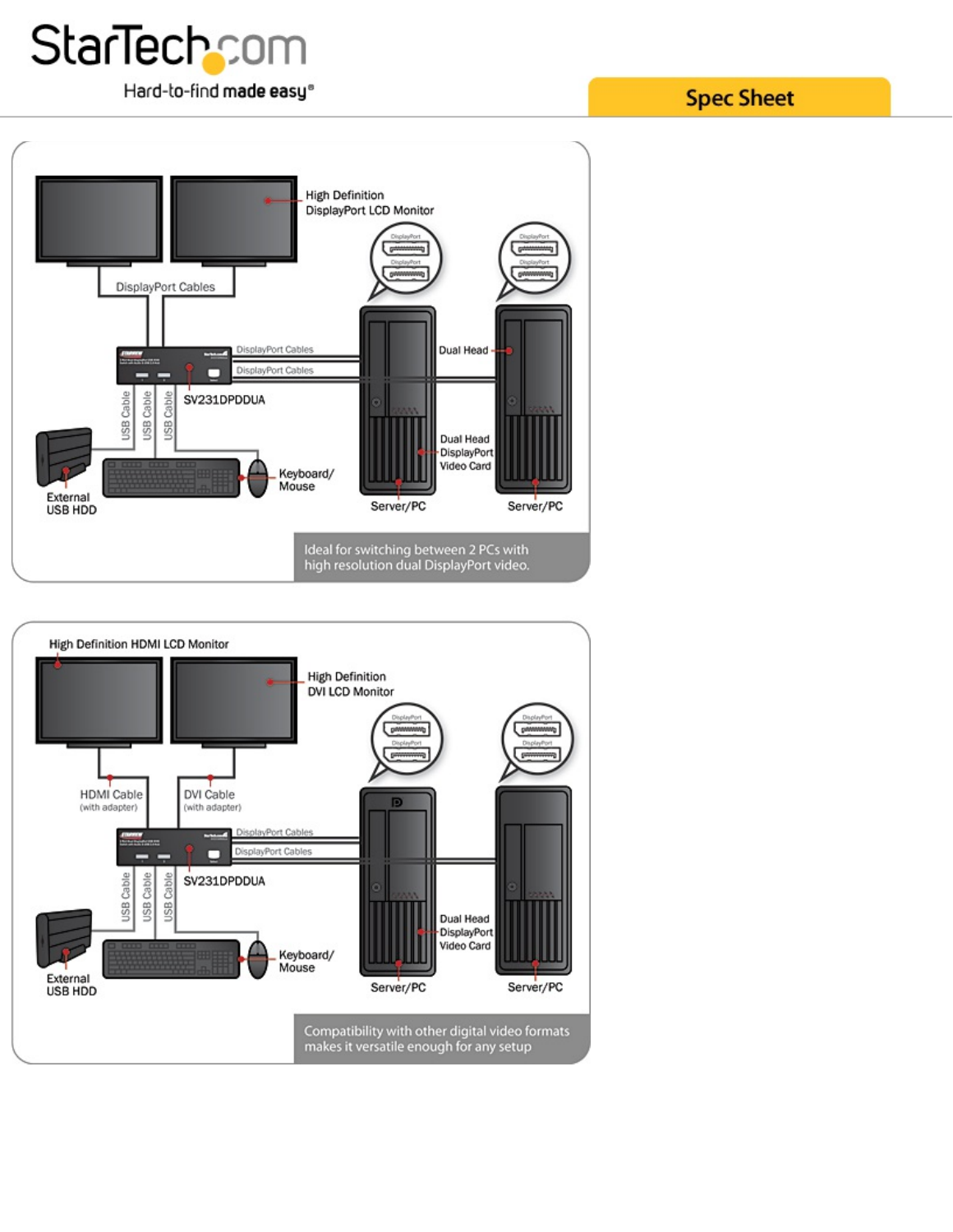Ideal for switching between 2 PCs with high resolution dual DisplayPort video.

Compatibility with other digital video formats makes it versatile enough for any setup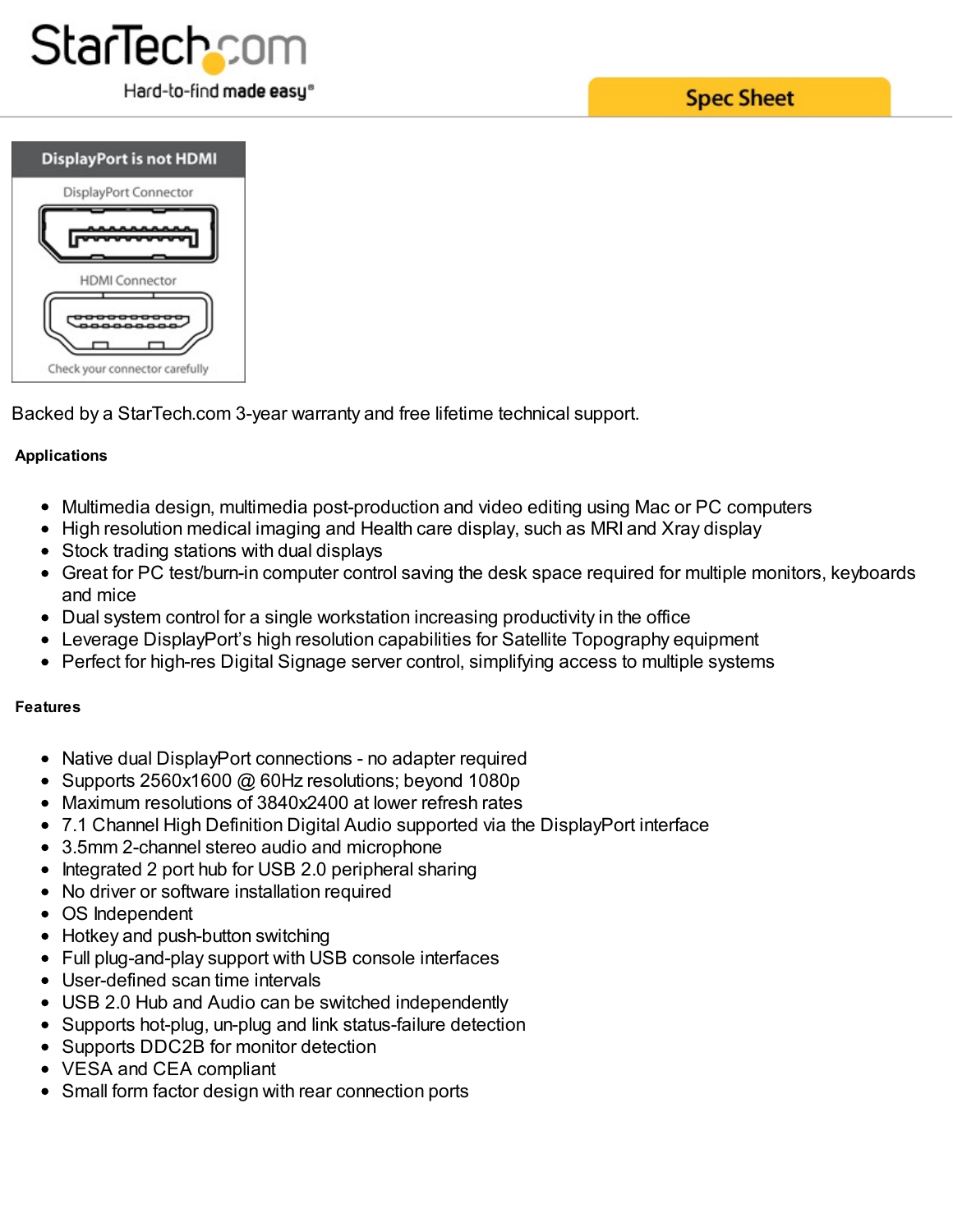Backed by a StarTech.com 3-year warranty and free lifetime technical support.

**Applications**

- Multimedia design, multimedia post-production and video editing using Mac or PC computers
- High resolution medical imaging and Health care display, such as MRI and Xray display
- Stock trading stations with dual displays
- Great for PC test/burn-in computer control saving the desk space required for multiple monitors, keyboards and mice
- Dual system control for a single workstation increasing productivity in the office
- Leverage DisplayPort's high resolution capabilities for Satellite Topography equipment
- Perfect for high-res Digital Signage server control, simplifying access to multiple systems

**Features**

- Native dual DisplayPort connections - no adapter required
- Supports 2560x1600 @ 60Hz resolutions; beyond 1080p
- Maximum resolutions of 3840x2400 at lower refresh rates
- 7.1 Channel High Definition Digital Audio supported via the DisplayPort interface
- 3.5mm 2-channel stereo audio and microphone
- Integrated 2 port hub for USB 2.0 peripheral sharing
- No driver or software installation required
- OS Independent
- Hotkey and push-button switching
- Full plug-and-play support with USB console interfaces
- User-defined scan time intervals
- USB 2.0 Hub and Audio can be switched independently
- Supports hot-plug, un-plug and link status-failure detection
- Supports DDC2B for monitor detection
- VESA and CEA compliant
- Small form factor design with rear connection ports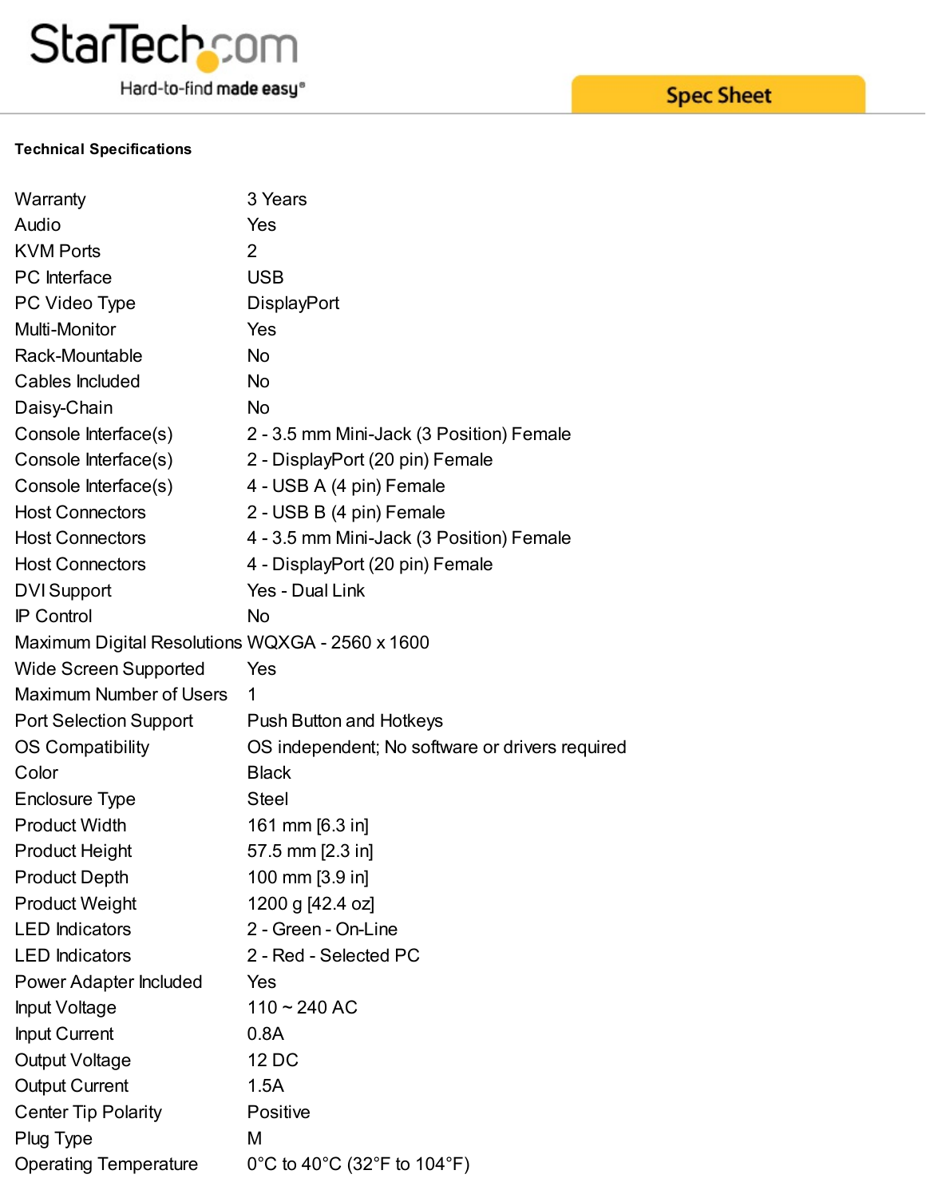StarTech.com

Hard-to-find made easy®

Spec Sheet

**Technical Specifications**

| | |
|---|---|
| Warranty | 3 Years |
| Audio | Yes |
| KVM Ports | 2 |
| PC Interface | USB |
| PC Video Type | DisplayPort |
| Multi-Monitor | Yes |
| Rack-Mountable | No |
| Cables Included | No |
| Daisy-Chain | No |
| Console Interface(s) | 2 - 3.5 mm Mini-Jack (3 Position) Female |
| Console Interface(s) | 2 - DisplayPort (20 pin) Female |
| Console Interface(s) | 4 - USB A (4 pin) Female |
| Host Connectors | 2 - USB B (4 pin) Female |
| Host Connectors | 4 - 3.5 mm Mini-Jack (3 Position) Female |
| Host Connectors | 4 - DisplayPort (20 pin) Female |
| DVI Support | Yes - Dual Link |
| IP Control | No |
| Maximum Digital Resolutions | WQXGA - 2560 x 1600 |
| Wide Screen Supported | Yes |
| Maximum Number of Users | 1 |
| Port Selection Support | Push Button and Hotkeys |
| OS Compatibility | OS independent; No software or drivers required |
| Color | Black |
| Enclosure Type | Steel |
| Product Width | 161 mm [6.3 in] |
| Product Height | 57.5 mm [2.3 in] |
| Product Depth | 100 mm [3.9 in] |
| Product Weight | 1200 g [42.4 oz] |
| LED Indicators | 2 - Green - On-Line |
| LED Indicators | 2 - Red - Selected PC |
| Power Adapter Included | Yes |
| Input Voltage | 110 ~ 240 AC |
| Input Current | 0.8A |
| Output Voltage | 12 DC |
| Output Current | 1.5A |
| Center Tip Polarity | Positive |
| Plug Type | M |
| Operating Temperature | 0°C to 40°C (32°F to 104°F) |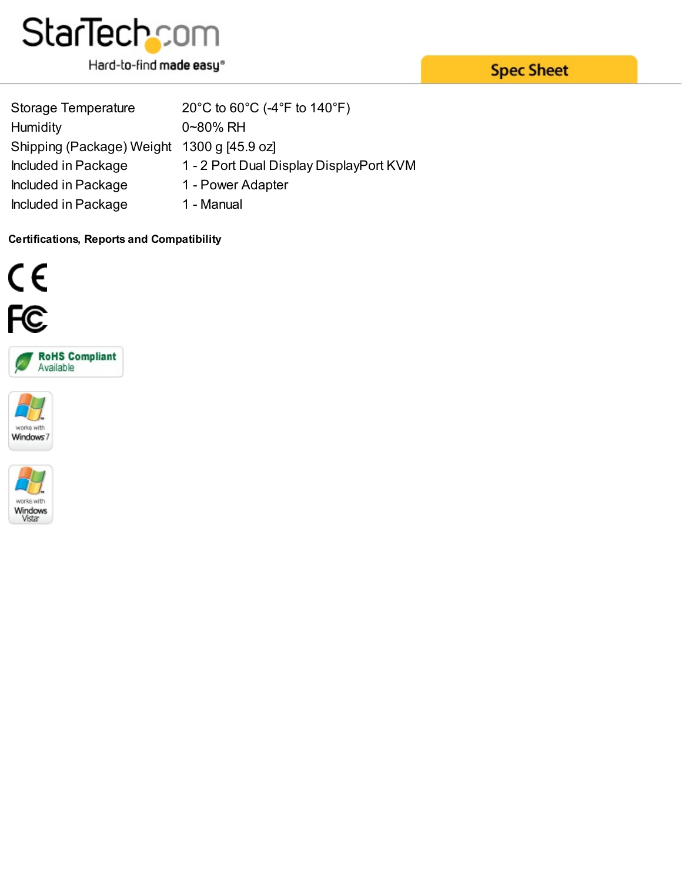| | |
|---|---|
| Storage Temperature | 20°C to 60°C (-4°F to 140°F) |
| Humidity | 0~80% RH |
| Shipping (Package) Weight | 1300 g [45.9 oz] |
| Included in Package | 1 - 2 Port Dual Display DisplayPort KVM |
| Included in Package | 1 - Power Adapter |
| Included in Package | 1 - Manual |

**Certifications, Reports and Compatibility**

CE

FC

RoHS Compliant Available

works with Windows 7

works with Windows Vista